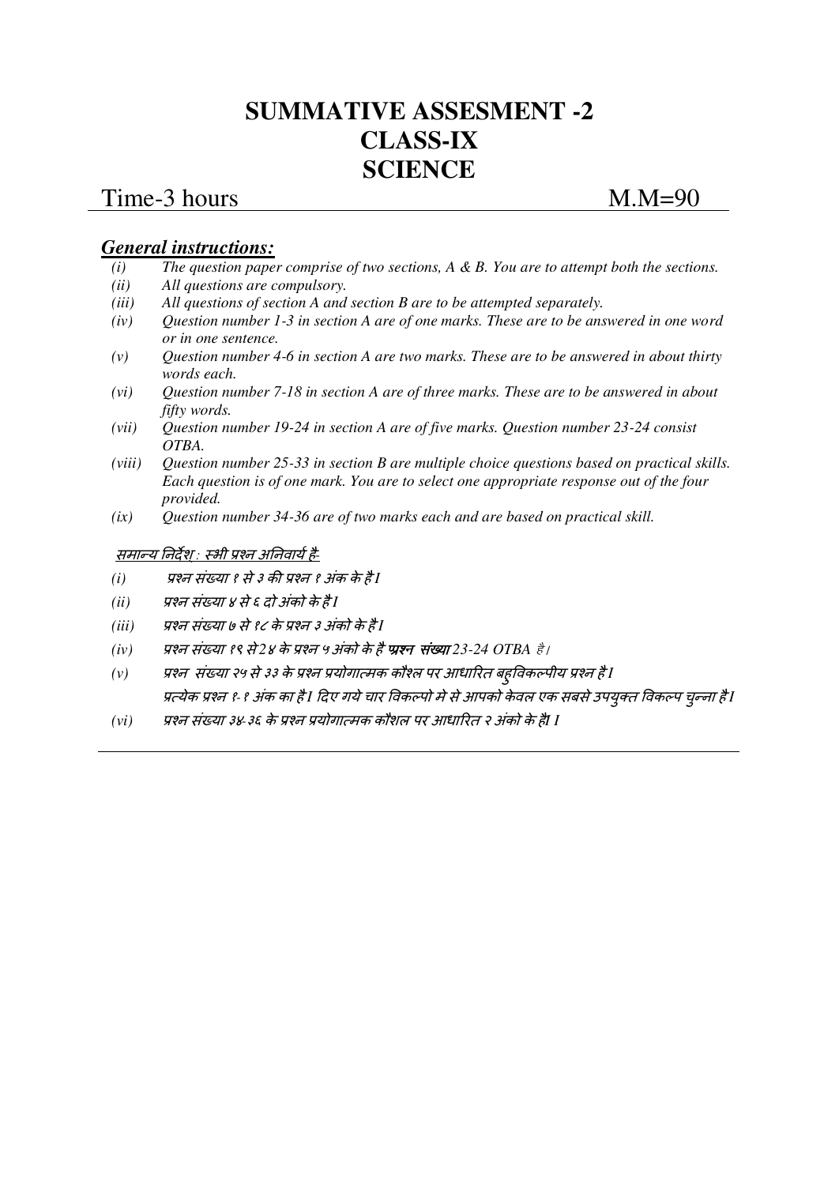# SUMMATIVE ASSESMENT -2
# CLASS-IX
# SCIENCE

Time-3 hours M.M=90

## *General instructions:*

*(i) The question paper comprise of two sections, A & B. You are to attempt both the sections.*

*(ii) All questions are compulsory.*

*(iii) All questions of section A and section B are to be attempted separately.*

*(iv) Question number 1-3 in section A are of one marks. These are to be answered in one word or in one sentence.*

*(v) Question number 4-6 in section A are two marks. These are to be answered in about thirty words each.*

*(vi) Question number 7-18 in section A are of three marks. These are to be answered in about fifty words.*

*(vii) Question number 19-24 in section A are of five marks. Question number 23-24 consist OTBA.*

*(viii) Question number 25-33 in section B are multiple choice questions based on practical skills. Each question is of one mark. You are to select one appropriate response out of the four provided.*

*(ix) Question number 34-36 are of two marks each and are based on practical skill.*

*समान्य निर्देश : स्भी प्रश्न अनिवार्य है-*

*(i) प्रश्न संख्या १ से ३ की प्रश्न १ अंक के है I*

*(ii) प्रश्न संख्या ४ से ६ दो अंको के है I*

*(iii) प्रश्न संख्या ७ से १८ के प्रश्न ३ अंको के है I*

*(iv) प्रश्न संख्या १९ से 2४ के प्रश्न ५ अंको के है* ***प्रश्न संख्या*** *23-24 OTBA है।*

*(v) प्रश्न संख्या २५ से ३३ के प्रश्न प्रयोगात्मक कौशल पर आधारित बहुविकल्पीय प्रश्न है I*
*प्रत्येक प्रश्न १- १ अंक का है I दिए गये चार विकल्पो मे से आपको केवल एक सबसे उपयुक्त विकल्प चुन्ना है I*

*(vi) प्रश्न संख्या ३४-३६ के प्रश्न प्रयोगात्मक कौशल पर आधारित २ अंको के है। I*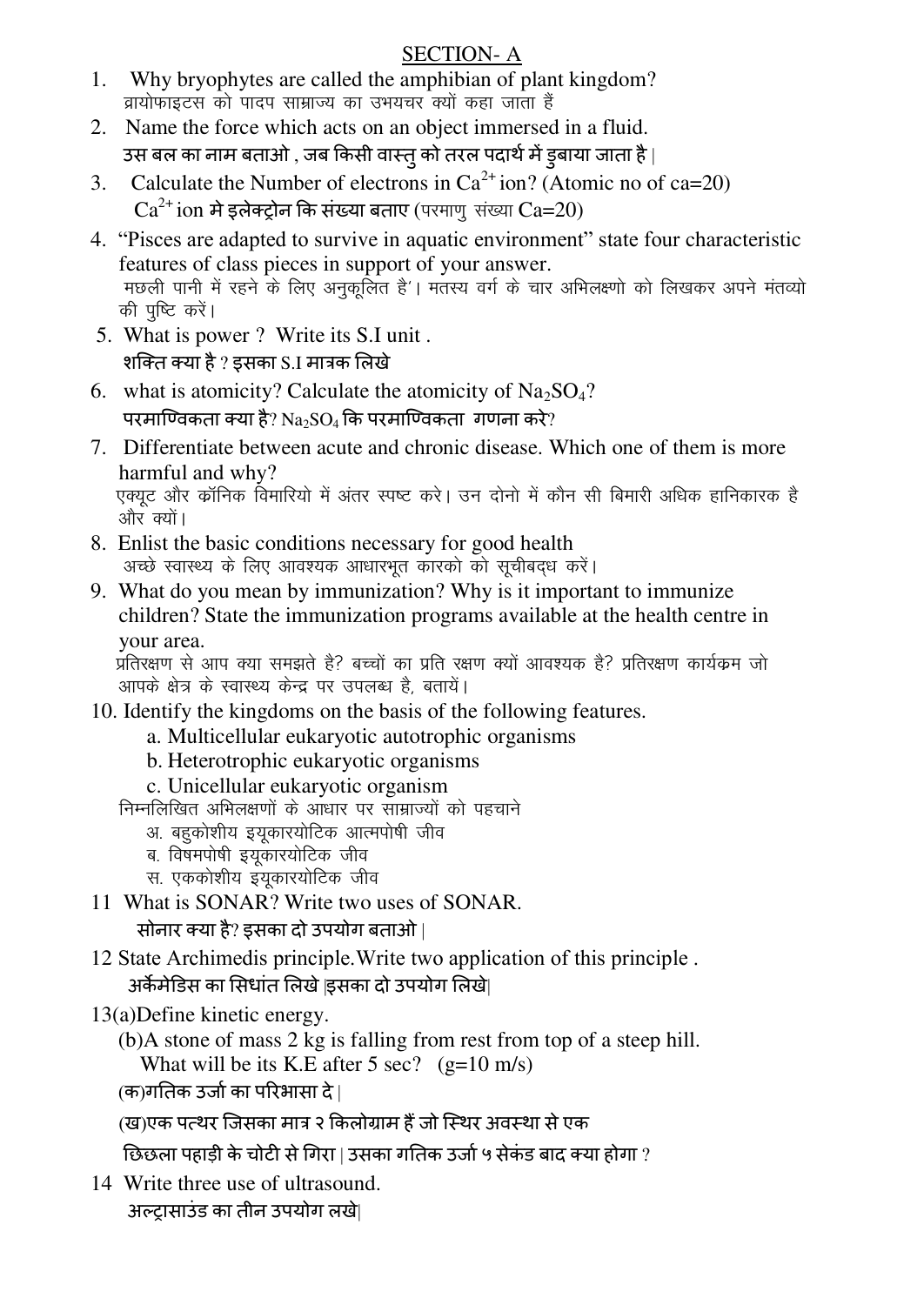## SECTION- A

1. Why bryophytes are called the amphibian of plant kingdom?
   ब्रायोफाइटस को पादप साम्राज्य का उभयचर क्यों कहा जाता हैं
2. Name the force which acts on an object immersed in a fluid.
   उस बल का नाम बताओ , जब किसी वास्तु को तरल पदार्थ में डुबाया जाता है |
3. Calculate the Number of electrons in $Ca^{2+}$ ion? (Atomic no of ca=20)
   $Ca^{2+}$ ion मे इलेक्ट्रोन कि संख्या बताए (परमाणु संख्या Ca=20)
4. "Pisces are adapted to survive in aquatic environment" state four characteristic features of class pieces in support of your answer.
   मछली पानी में रहने के लिए अनुकूलित है'। मतस्य वर्ग के चार अभिलक्ष्णो को लिखकर अपने मंतव्यो की पुष्टि करें।
5. What is power ? Write its S.I unit .
   शक्ति क्या है ? इसका S.I मात्रक लिखे
6. what is atomicity? Calculate the atomicity of $Na_2SO_4$?
   परमाण्विकता क्या है? $Na_2SO_4$ कि परमाण्विकता गणना करे?
7. Differentiate between acute and chronic disease. Which one of them is more harmful and why?
   एक्यूट और क्रॉनिक विमारियो में अंतर स्पष्ट करे। उन दोनो में कौन सी बिमारी अधिक हानिकारक है और क्यों।
8. Enlist the basic conditions necessary for good health
   अच्छे स्वास्थ्य के लिए आवश्यक आधारभूत कारको को सूचीबद्ध करें।
9. What do you mean by immunization? Why is it important to immunize children? State the immunization programs available at the health centre in your area.
   प्रतिरक्षण से आप क्या समझते है? बच्चों का प्रति रक्षण क्यों आवश्यक है? प्रतिरक्षण कार्यक्रम जो आपके क्षेत्र के स्वास्थ्य केन्द्र पर उपलब्ध है, बतायें।
10. Identify the kingdoms on the basis of the following features.
    a. Multicellular eukaryotic autotrophic organisms
    b. Heterotrophic eukaryotic organisms
    c. Unicellular eukaryotic organism
    
    निम्नलिखित अभिलक्षणों के आधार पर साम्राज्यों को पहचाने
    अ. बहुकोशीय इयूकारयोटिक आत्मपोषी जीव
    ब. विषमपोषी इयूकारयोटिक जीव
    स. एककोशीय इयूकारयोटिक जीव
11. What is SONAR? Write two uses of SONAR.
    सोनार क्या है? इसका दो उपयोग बताओ |
12. State Archimedis principle.Write two application of this principle .
    अर्कमेडिस का सिधांत लिखे |इसका दो उपयोग लिखे|
13. (a)Define kinetic energy.
    (b)A stone of mass 2 kg is falling from rest from top of a steep hill. What will be its K.E after 5 sec? (g=10 m/s)
    (क)गतिक उर्जा का परिभासा दे |
    (ख)एक पत्थर जिसका मात्र २ किलोग्राम हैं जो स्थिर अवस्था से एक छिछला पहाड़ी के चोटी से गिरा | उसका गतिक उर्जा ५ सेकंड बाद क्या होगा ?
14. Write three use of ultrasound.
    अल्ट्रासाउंड का तीन उपयोग लखे|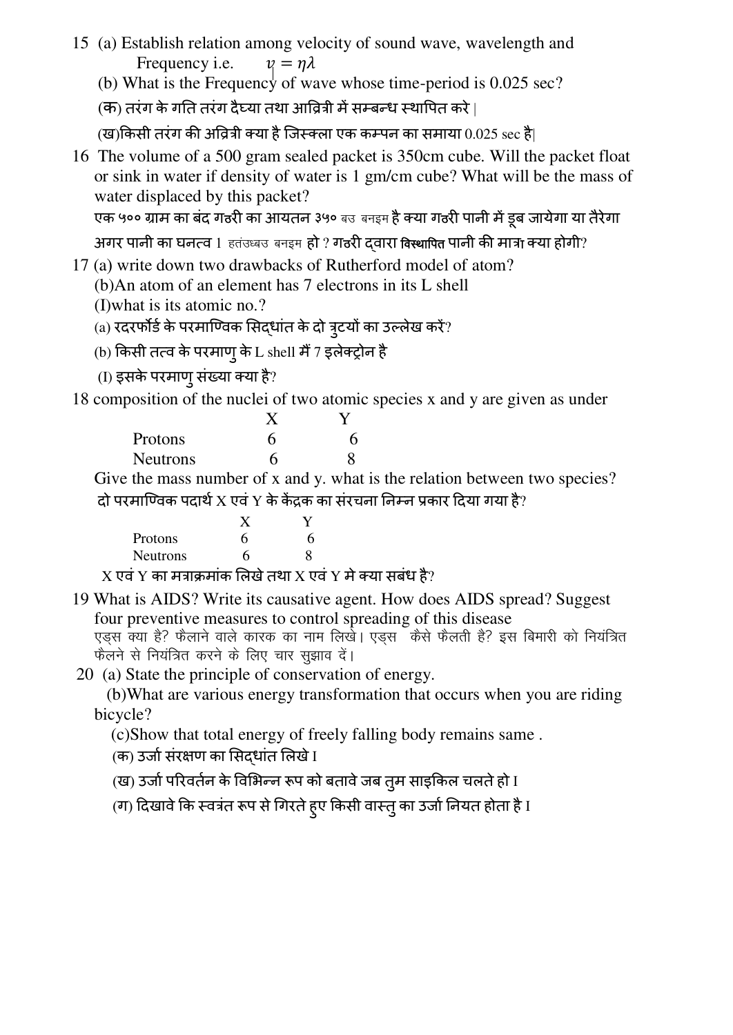15 (a) Establish relation among velocity of sound wave, wavelength and Frequency i.e. $v = \eta\lambda$

(b) What is the Frequency of wave whose time-period is 0.025 sec?

(क) तरंग के गति तरंग दैघ्या तथा आव्रित्री में सम्बन्ध स्थापित करे |

(ख)किसी तरंग की अव्रित्री क्या है जिस्क्ला एक कम्पन का समाया 0.025 sec है|

16 The volume of a 500 gram sealed packet is 350cm cube. Will the packet float or sink in water if density of water is 1 gm/cm cube? What will be the mass of water displaced by this packet?

एक ५०० ग्राम का बंद गठरी का आयतन ३५० बउ बनइम है क्या गठरी पानी में डूब जायेगा या तैरेगा अगर पानी का घनत्व 1 हतंउध्बउ बनइम हो ? गठरी द्वारा विस्थापित पानी की मात्रा क्या होगी?

17 (a) write down two drawbacks of Rutherford model of atom?

(b)An atom of an element has 7 electrons in its L shell

(I)what is its atomic no.?

(a) रदरफोर्ड के परमाण्विक सिद्धांत के दो त्रुटयों का उल्लेख करें?

(b) किसी तत्व के परमाणु के L shell मैं 7 इलेक्ट्रोन है

(I) इसके परमाणु संख्या क्या है?

18 composition of the nuclei of two atomic species x and y are given as under

| | X | Y |
|---|---|---|
| Protons | 6 | 6 |
| Neutrons | 6 | 8 |

Give the mass number of x and y. what is the relation between two species?

दो परमाण्विक पदार्थ X एवं Y के कैंद्रक का संरचना निम्न प्रकार दिया गया है?

| | X | Y |
|---|---|---|
| Protons | 6 | 6 |
| Neutrons | 6 | 8 |

X एवं Y का मत्राक्रमांक लिखे तथा X एवं Y मे क्या सबंध है?

19 What is AIDS? Write its causative agent. How does AIDS spread? Suggest four preventive measures to control spreading of this disease

एड्स क्या है? फैलाने वाले कारक का नाम लिखे। एड्स कैसे फैलती है? इस बिमारी को नियंत्रित फैलने से नियंत्रित करने के लिए चार सुझाव दें।

20 (a) State the principle of conservation of energy.

(b)What are various energy transformation that occurs when you are riding bicycle?

(c)Show that total energy of freely falling body remains same .

(क) उर्जा संरक्षण का सिद्धांत लिखे I

(ख) उर्जा परिवर्तन के विभिन्न रूप को बतावे जब तुम साइकिल चलते हो I

(ग) दिखावे कि स्वत्रंत रूप से गिरते हुए किसी वास्तु का उर्जा नियत होता है I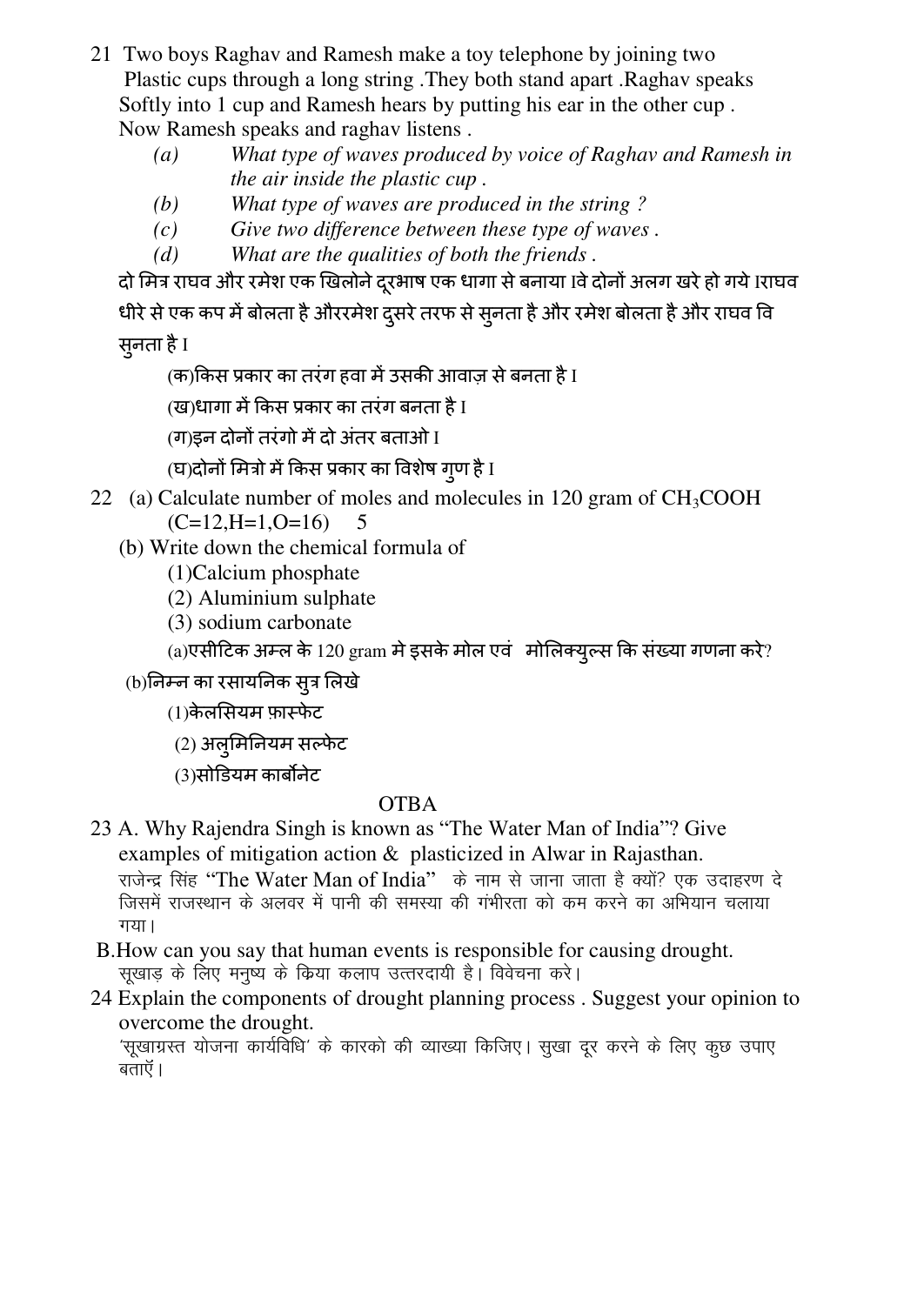21 Two boys Raghav and Ramesh make a toy telephone by joining two Plastic cups through a long string .They both stand apart .Raghav speaks Softly into 1 cup and Ramesh hears by putting his ear in the other cup . Now Ramesh speaks and raghav listens .

- *(a) What type of waves produced by voice of Raghav and Ramesh in the air inside the plastic cup .*
- *(b) What type of waves are produced in the string ?*
- *(c) Give two difference between these type of waves .*
- *(d) What are the qualities of both the friends .*

दो मित्र राघव और रमेश एक खिलोने दूरभाष एक धागा से बनाया ।वे दोनों अलग खरे हो गये ।राघव धीरे से एक कप में बोलता है औररमेश दुसरे तरफ से सुनता है और रमेश बोलता है और राघव वि सुनता है ।

(क)किस प्रकार का तरंग हवा में उसकी आवाज़ से बनता है ।

(ख)धागा में किस प्रकार का तरंग बनता है ।

(ग)इन दोनों तरंगो में दो अंतर बताओ ।

(घ)दोनों मित्रो में किस प्रकार का विशेष गुण है ।

22 (a) Calculate number of moles and molecules in 120 gram of $CH_3COOH$ (C=12,H=1,O=16) 5

(b) Write down the chemical formula of

(1)Calcium phosphate

(2) Aluminium sulphate

(3) sodium carbonate

(a)एसीटिक अम्ल के 120 gram मे इसके मोल एवं मोलिक्युल्स कि संख्या गणना करे?

(b)निम्न का रसायनिक सुत्र लिखे

(1)केलसियम फ़ास्फेट

(2) अलुमिनियम सल्फेट

(3)सोडियम कार्बोनेट

## OTBA

23 A. Why Rajendra Singh is known as "The Water Man of India"? Give examples of mitigation action & plasticized in Alwar in Rajasthan.

राजेन्द्र सिंह "The Water Man of India" के नाम से जाना जाता है क्यों? एक उदाहरण दे जिसमें राजस्थान के अलवर में पानी की समस्या की गंभीरता को कम करने का अभियान चलाया गया।

B.How can you say that human events is responsible for causing drought.

सूखाड़ के लिए मनुष्य के क्रिया कलाप उत्तरदायी है। विवेचना करे।

24 Explain the components of drought planning process . Suggest your opinion to overcome the drought.

'सूखाग्रस्त योजना कार्यविधि' के कारको की व्याख्या किजिए। सुखा दूर करने के लिए कुछ उपाए बताएँ।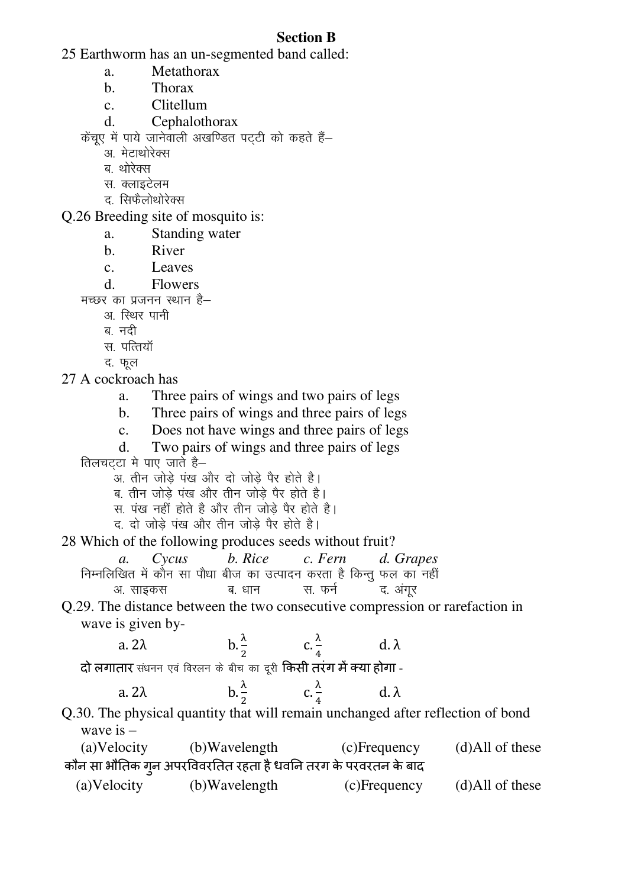## Section B

25 Earthworm has an un-segmented band called:

a. Metathorax
b. Thorax
c. Clitellum
d. Cephalothorax

केंचूए में पाये जानेवाली अखण्डित पट्टी को कहते हैं–

अ. मेटाथोरेक्स
ब. थोरेक्स
स. क्लाइटेलम
द. सिफैलोथोरेक्स

Q.26 Breeding site of mosquito is:

a. Standing water
b. River
c. Leaves
d. Flowers

मच्छर का प्रजनन स्थान है–

अ. स्थिर पानी
ब. नदी
स. पत्तियॉ
द. फूल

27 A cockroach has

a. Three pairs of wings and two pairs of legs
b. Three pairs of wings and three pairs of legs
c. Does not have wings and three pairs of legs
d. Two pairs of wings and three pairs of legs

तिलचट्टा मे पाए जाते है–

अ. तीन जोड़े पंख और दो जोड़े पैर होते है।
ब. तीन जोड़े पंख और तीन जोड़े पैर होते है।
स. पंख नहीं होते है और तीन जोड़े पैर होते है।
द. दो जोड़े पंख और तीन जोड़े पैर होते है।

28 Which of the following produces seeds without fruit?

*a. Cycus* *b. Rice* *c. Fern* *d. Grapes*

निम्नलिखित में कौन सा पौधा बीज का उत्पादन करता है किन्तु फल का नहीं

अ. साइकस ब. धान स. फर्न द. अंगूर

Q.29. The distance between the two consecutive compression or rarefaction in wave is given by-

a. $2\lambda$ b. $\frac{\lambda}{2}$ c. $\frac{\lambda}{4}$ d. $\lambda$

दो लगातार संधनन एवं विरलन के बीच का दूरी किसी तरंग में क्या होगा -

a. $2\lambda$ b. $\frac{\lambda}{2}$ c. $\frac{\lambda}{4}$ d. $\lambda$

Q.30. The physical quantity that will remain unchanged after reflection of bond wave is –

(a)Velocity (b)Wavelength (c)Frequency (d)All of these

कौन सा भौतिक गुन अपरविवरतित रहता है धवनि तरग के परवरतन के बाद

(a)Velocity (b)Wavelength (c)Frequency (d)All of these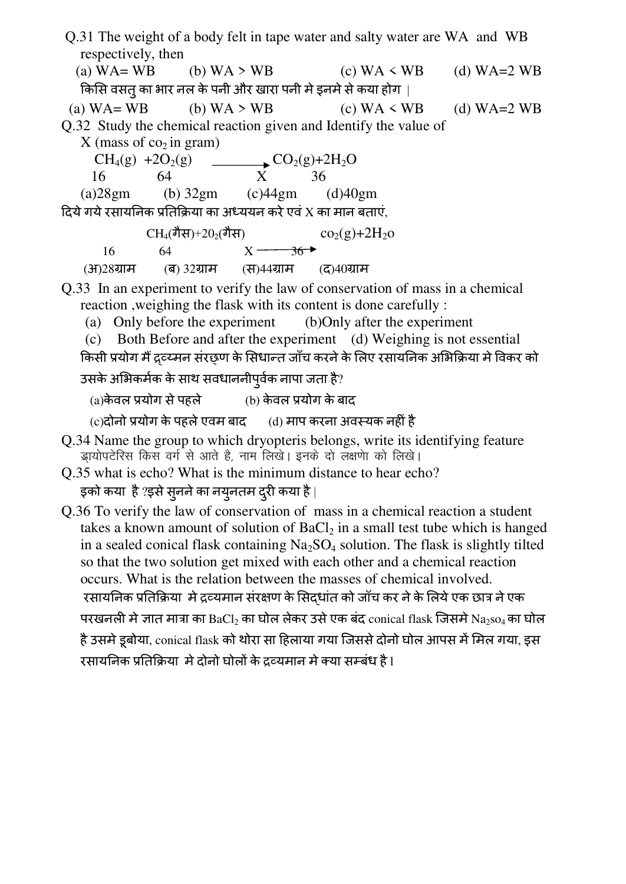Q.31 The weight of a body felt in tape water and salty water are WA and WB respectively, then

(a) WA= WB (b) WA > WB (c) WA < WB (d) WA=2 WB

किसि वसतु का भार नल के पनी और खारा पनी मे इनमे से कया होग |

(a) WA= WB (b) WA > WB (c) WA < WB (d) WA=2 WB

Q.32 Study the chemical reaction given and Identify the value of X (mass of $co_2$ in gram)

$$CH_4(g) + 2O_2(g) \longrightarrow CO_2(g) + 2H_2O$$

16 64 X 36

(a)28gm (b) 32gm (c)44gm (d)40gm

दिये गये रसायनिक प्रतिक्रिया का अध्ययन करे एवं X का मान बताएं,

$CH_4$(गैस)+$2O_2$(गैस) $co_2(g)+2H_2o$

16 64 X ⟶ 36

(अ)28ग्राम (ब) 32ग्राम (स)44ग्राम (द)40ग्राम

Q.33 In an experiment to verify the law of conservation of mass in a chemical reaction ,weighing the flask with its content is done carefully :

(a) Only before the experiment (b)Only after the experiment

(c) Both Before and after the experiment (d) Weighing is not essential

किसी प्रयोग मैं द्रव्यमन संरछ्ण के सिधान्त जाँच करने के लिए रसायनिक अभिक्रिया मे विकर को उसके अभिकर्मक के साथ सवधाननीपुर्वक नापा जता है?

(a)केवल प्रयोग से पहले (b) केवल प्रयोग के बाद

(c)दोनो प्रयोग के पहले एवम बाद (d) माप करना अवस्यक नहीं है

Q.34 Name the group to which dryopteris belongs, write its identifying feature

ड्रायोपटेरिस किस वर्ग से आते है, नाम लिखे। इनके दो लक्षणो को लिखे।

Q.35 what is echo? What is the minimum distance to hear echo?

इको कया है ?इसे सुनने का नयुनतम दुरी कया है |

Q.36 To verify the law of conservation of mass in a chemical reaction a student takes a known amount of solution of $BaCl_2$ in a small test tube which is hanged in a sealed conical flask containing $Na_2SO_4$ solution. The flask is slightly tilted so that the two solution get mixed with each other and a chemical reaction occurs. What is the relation between the masses of chemical involved.

रसायनिक प्रतिक्रिया मे द्रव्यमान संरक्षण के सिद्धांत को जॉच कर ने के लिये एक छात्र ने एक परखनली मे ज्ञात मात्रा का $BaCl_2$ का घोल लेकर उसे एक बंद conical flask जिसमे $Na_2so_4$ का घोल है उसमे डूबोया, conical flask को थोरा सा हिलाया गया जिससे दोनो घोल आपस में मिल गया, इस रसायनिक प्रतिक्रिया मे दोनो घोलों के द्रव्यमान मे क्या सम्बंध है।